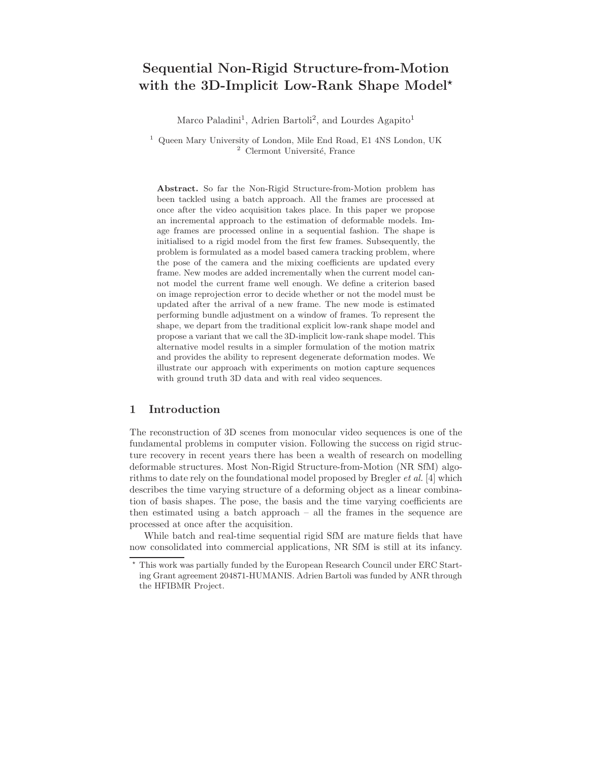# Sequential Non-Rigid Structure-from-Motion with the 3D-Implicit Low-Rank Shape Model*

Marco Paladini[1], Adrien Bartoli[2], and Lourdes Agapito[1]

[1] Queen Mary University of London, Mile End Road, E1 4NS London, UK
[2] Clermont Université, France

**Abstract.** So far the Non-Rigid Structure-from-Motion problem has been tackled using a batch approach. All the frames are processed at once after the video acquisition takes place. In this paper we propose an incremental approach to the estimation of deformable models. Image frames are processed online in a sequential fashion. The shape is initialised to a rigid model from the first few frames. Subsequently, the problem is formulated as a model based camera tracking problem, where the pose of the camera and the mixing coefficients are updated every frame. New modes are added incrementally when the current model cannot model the current frame well enough. We define a criterion based on image reprojection error to decide whether or not the model must be updated after the arrival of a new frame. The new mode is estimated performing bundle adjustment on a window of frames. To represent the shape, we depart from the traditional explicit low-rank shape model and propose a variant that we call the 3D-implicit low-rank shape model. This alternative model results in a simpler formulation of the motion matrix and provides the ability to represent degenerate deformation modes. We illustrate our approach with experiments on motion capture sequences with ground truth 3D data and with real video sequences.

## 1 Introduction

The reconstruction of 3D scenes from monocular video sequences is one of the fundamental problems in computer vision. Following the success on rigid structure recovery in recent years there has been a wealth of research on modelling deformable structures. Most Non-Rigid Structure-from-Motion (NR SfM) algorithms to date rely on the foundational model proposed by Bregler *et al.* [4] which describes the time varying structure of a deforming object as a linear combination of basis shapes. The pose, the basis and the time varying coefficients are then estimated using a batch approach – all the frames in the sequence are processed at once after the acquisition.

While batch and real-time sequential rigid SfM are mature fields that have now consolidated into commercial applications, NR SfM is still at its infancy.

* This work was partially funded by the European Research Council under ERC Starting Grant agreement 204871-HUMANIS. Adrien Bartoli was funded by ANR through the HFIBMR Project.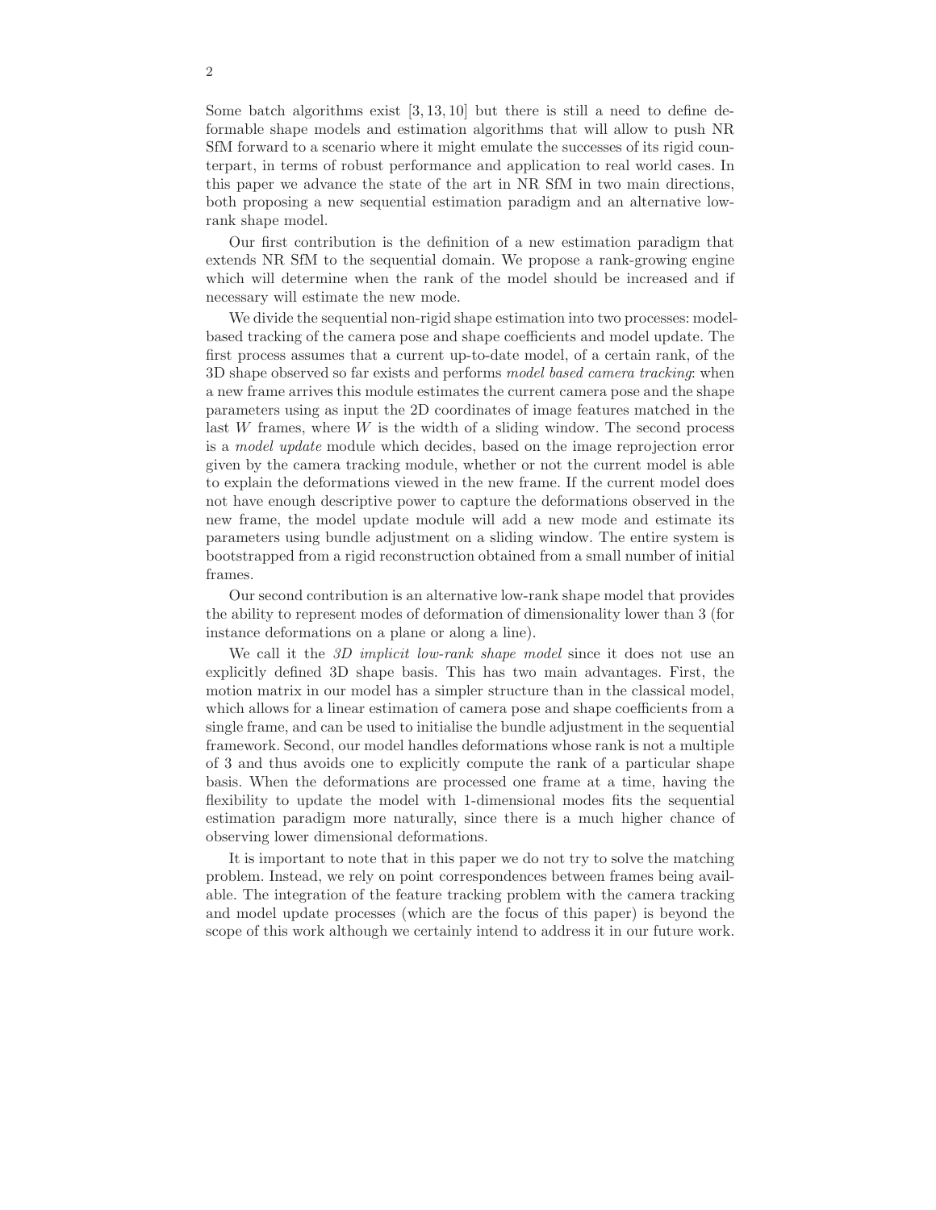Some batch algorithms exist [3, 13, 10] but there is still a need to define deformable shape models and estimation algorithms that will allow to push NR SfM forward to a scenario where it might emulate the successes of its rigid counterpart, in terms of robust performance and application to real world cases. In this paper we advance the state of the art in NR SfM in two main directions, both proposing a new sequential estimation paradigm and an alternative low-rank shape model.

Our first contribution is the definition of a new estimation paradigm that extends NR SfM to the sequential domain. We propose a rank-growing engine which will determine when the rank of the model should be increased and if necessary will estimate the new mode.

We divide the sequential non-rigid shape estimation into two processes: model-based tracking of the camera pose and shape coefficients and model update. The first process assumes that a current up-to-date model, of a certain rank, of the 3D shape observed so far exists and performs *model based camera tracking*: when a new frame arrives this module estimates the current camera pose and the shape parameters using as input the 2D coordinates of image features matched in the last $W$ frames, where $W$ is the width of a sliding window. The second process is a *model update* module which decides, based on the image reprojection error given by the camera tracking module, whether or not the current model is able to explain the deformations viewed in the new frame. If the current model does not have enough descriptive power to capture the deformations observed in the new frame, the model update module will add a new mode and estimate its parameters using bundle adjustment on a sliding window. The entire system is bootstrapped from a rigid reconstruction obtained from a small number of initial frames.

Our second contribution is an alternative low-rank shape model that provides the ability to represent modes of deformation of dimensionality lower than 3 (for instance deformations on a plane or along a line).

We call it the *3D implicit low-rank shape model* since it does not use an explicitly defined 3D shape basis. This has two main advantages. First, the motion matrix in our model has a simpler structure than in the classical model, which allows for a linear estimation of camera pose and shape coefficients from a single frame, and can be used to initialise the bundle adjustment in the sequential framework. Second, our model handles deformations whose rank is not a multiple of 3 and thus avoids one to explicitly compute the rank of a particular shape basis. When the deformations are processed one frame at a time, having the flexibility to update the model with 1-dimensional modes fits the sequential estimation paradigm more naturally, since there is a much higher chance of observing lower dimensional deformations.

It is important to note that in this paper we do not try to solve the matching problem. Instead, we rely on point correspondences between frames being available. The integration of the feature tracking problem with the camera tracking and model update processes (which are the focus of this paper) is beyond the scope of this work although we certainly intend to address it in our future work.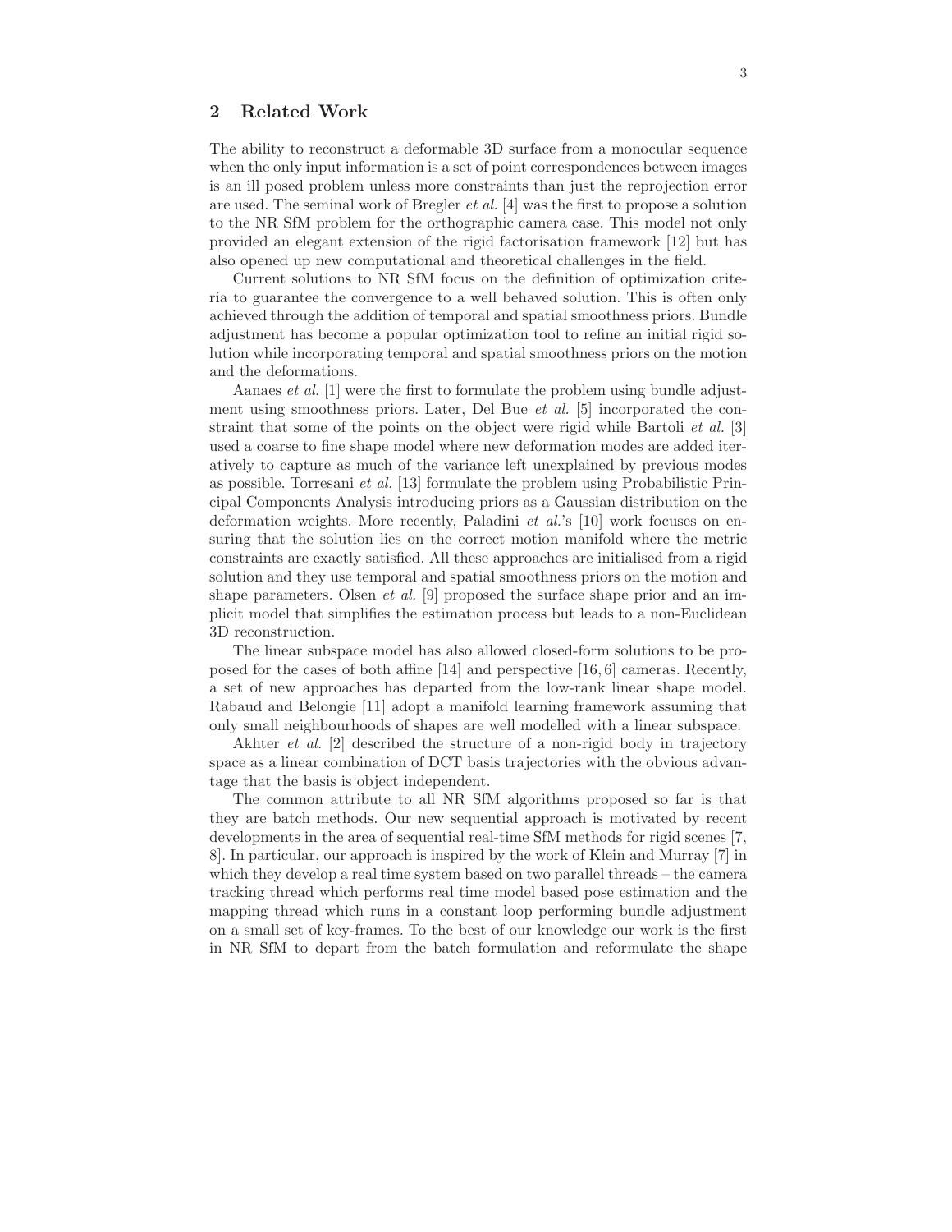## 2 Related Work

The ability to reconstruct a deformable 3D surface from a monocular sequence when the only input information is a set of point correspondences between images is an ill posed problem unless more constraints than just the reprojection error are used. The seminal work of Bregler *et al.* [4] was the first to propose a solution to the NR SfM problem for the orthographic camera case. This model not only provided an elegant extension of the rigid factorisation framework [12] but has also opened up new computational and theoretical challenges in the field.

Current solutions to NR SfM focus on the definition of optimization criteria to guarantee the convergence to a well behaved solution. This is often only achieved through the addition of temporal and spatial smoothness priors. Bundle adjustment has become a popular optimization tool to refine an initial rigid solution while incorporating temporal and spatial smoothness priors on the motion and the deformations.

Aanaes *et al.* [1] were the first to formulate the problem using bundle adjustment using smoothness priors. Later, Del Bue *et al.* [5] incorporated the constraint that some of the points on the object were rigid while Bartoli *et al.* [3] used a coarse to fine shape model where new deformation modes are added iteratively to capture as much of the variance left unexplained by previous modes as possible. Torresani *et al.* [13] formulate the problem using Probabilistic Principal Components Analysis introducing priors as a Gaussian distribution on the deformation weights. More recently, Paladini *et al.*'s [10] work focuses on ensuring that the solution lies on the correct motion manifold where the metric constraints are exactly satisfied. All these approaches are initialised from a rigid solution and they use temporal and spatial smoothness priors on the motion and shape parameters. Olsen *et al.* [9] proposed the surface shape prior and an implicit model that simplifies the estimation process but leads to a non-Euclidean 3D reconstruction.

The linear subspace model has also allowed closed-form solutions to be proposed for the cases of both affine [14] and perspective [16, 6] cameras. Recently, a set of new approaches has departed from the low-rank linear shape model. Rabaud and Belongie [11] adopt a manifold learning framework assuming that only small neighbourhoods of shapes are well modelled with a linear subspace.

Akhter *et al.* [2] described the structure of a non-rigid body in trajectory space as a linear combination of DCT basis trajectories with the obvious advantage that the basis is object independent.

The common attribute to all NR SfM algorithms proposed so far is that they are batch methods. Our new sequential approach is motivated by recent developments in the area of sequential real-time SfM methods for rigid scenes [7, 8]. In particular, our approach is inspired by the work of Klein and Murray [7] in which they develop a real time system based on two parallel threads – the camera tracking thread which performs real time model based pose estimation and the mapping thread which runs in a constant loop performing bundle adjustment on a small set of key-frames. To the best of our knowledge our work is the first in NR SfM to depart from the batch formulation and reformulate the shape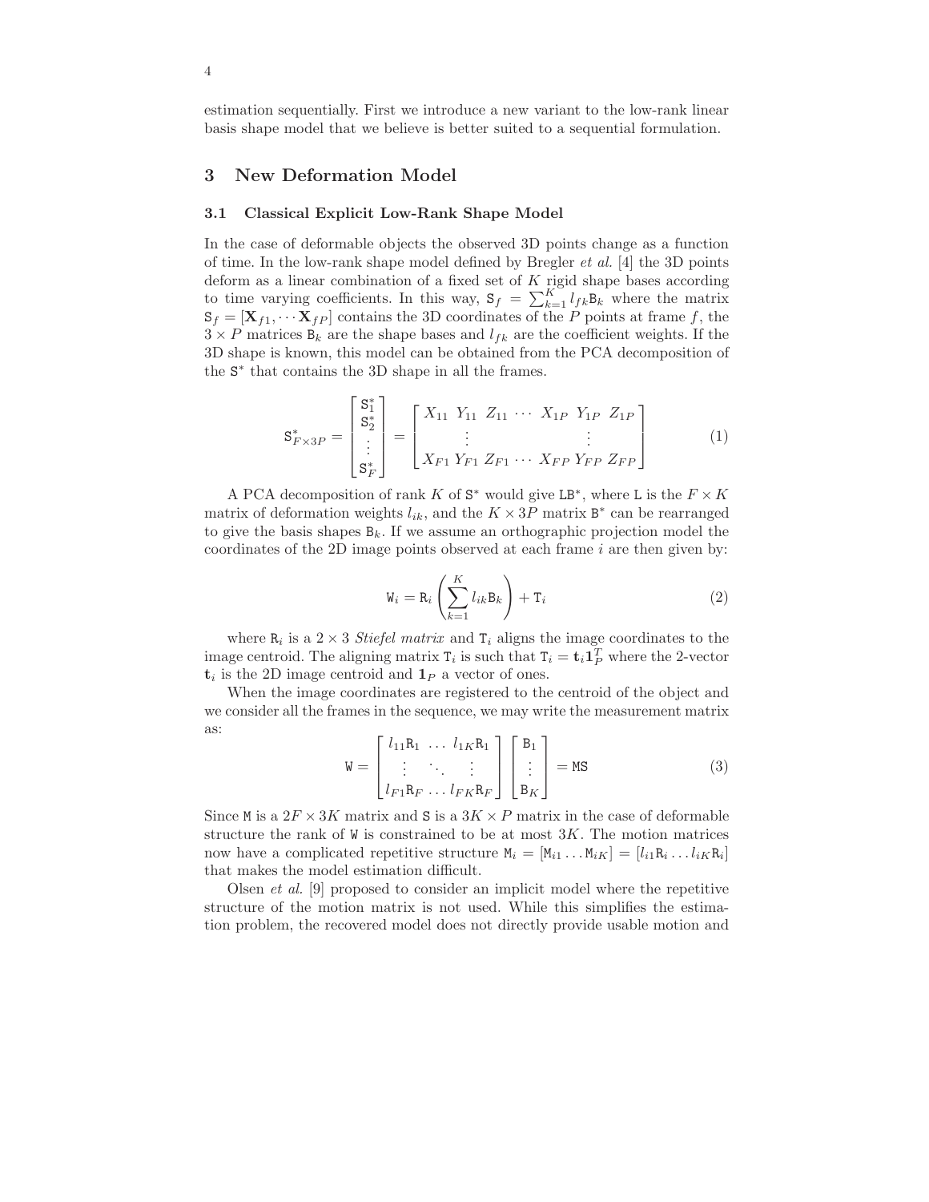estimation sequentially. First we introduce a new variant to the low-rank linear basis shape model that we believe is better suited to a sequential formulation.

## 3 New Deformation Model

### 3.1 Classical Explicit Low-Rank Shape Model

In the case of deformable objects the observed 3D points change as a function of time. In the low-rank shape model defined by Bregler *et al.* [4] the 3D points deform as a linear combination of a fixed set of $K$ rigid shape bases according to time varying coefficients. In this way, $\mathtt{S}_f = \sum_{k=1}^{K} l_{fk} \mathtt{B}_k$ where the matrix $\mathtt{S}_f = [\mathbf{X}_{f1}, \cdots \mathbf{X}_{fP}]$ contains the 3D coordinates of the $P$ points at frame $f$, the $3 \times P$ matrices $\mathtt{B}_k$ are the shape bases and $l_{fk}$ are the coefficient weights. If the 3D shape is known, this model can be obtained from the PCA decomposition of the $\mathtt{S}^*$ that contains the 3D shape in all the frames.

$$
\mathtt{S}^*_{F \times 3P} = \begin{bmatrix} \mathtt{S}^*_1 \\ \mathtt{S}^*_2 \\ \vdots \\ \mathtt{S}^*_F \end{bmatrix} = \begin{bmatrix} X_{11} \; Y_{11} \; Z_{11} \; \cdots \; X_{1P} \; Y_{1P} \; Z_{1P} \\ \vdots \qquad\qquad\qquad \vdots \\ X_{F1} \; Y_{F1} \; Z_{F1} \; \cdots \; X_{FP} \; Y_{FP} \; Z_{FP} \end{bmatrix} \tag{1}
$$

A PCA decomposition of rank $K$ of $\mathtt{S}^*$ would give $\mathtt{L}\mathtt{B}^*$, where $\mathtt{L}$ is the $F \times K$ matrix of deformation weights $l_{ik}$, and the $K \times 3P$ matrix $\mathtt{B}^*$ can be rearranged to give the basis shapes $\mathtt{B}_k$. If we assume an orthographic projection model the coordinates of the 2D image points observed at each frame $i$ are then given by:

$$
\mathtt{W}_i = \mathtt{R}_i \left( \sum_{k=1}^{K} l_{ik} \mathtt{B}_k \right) + \mathtt{T}_i \tag{2}
$$

where $\mathtt{R}_i$ is a $2 \times 3$ *Stiefel matrix* and $\mathtt{T}_i$ aligns the image coordinates to the image centroid. The aligning matrix $\mathtt{T}_i$ is such that $\mathtt{T}_i = \mathbf{t}_i \mathbf{1}_P^T$ where the 2-vector $\mathbf{t}_i$ is the 2D image centroid and $\mathbf{1}_P$ a vector of ones.

When the image coordinates are registered to the centroid of the object and we consider all the frames in the sequence, we may write the measurement matrix as:

$$
\mathtt{W} = \begin{bmatrix} l_{11}\mathtt{R}_1 & \ldots & l_{1K}\mathtt{R}_1 \\ \vdots & \ddots & \vdots \\ l_{F1}\mathtt{R}_F & \ldots & l_{FK}\mathtt{R}_F \end{bmatrix} \begin{bmatrix} \mathtt{B}_1 \\ \vdots \\ \mathtt{B}_K \end{bmatrix} = \mathtt{M}\mathtt{S} \tag{3}
$$

Since $\mathtt{M}$ is a $2F \times 3K$ matrix and $\mathtt{S}$ is a $3K \times P$ matrix in the case of deformable structure the rank of $\mathtt{W}$ is constrained to be at most $3K$. The motion matrices now have a complicated repetitive structure $\mathtt{M}_i = [\mathtt{M}_{i1} \ldots \mathtt{M}_{iK}] = [l_{i1}\mathtt{R}_i \ldots l_{iK}\mathtt{R}_i]$ that makes the model estimation difficult.

Olsen *et al.* [9] proposed to consider an implicit model where the repetitive structure of the motion matrix is not used. While this simplifies the estimation problem, the recovered model does not directly provide usable motion and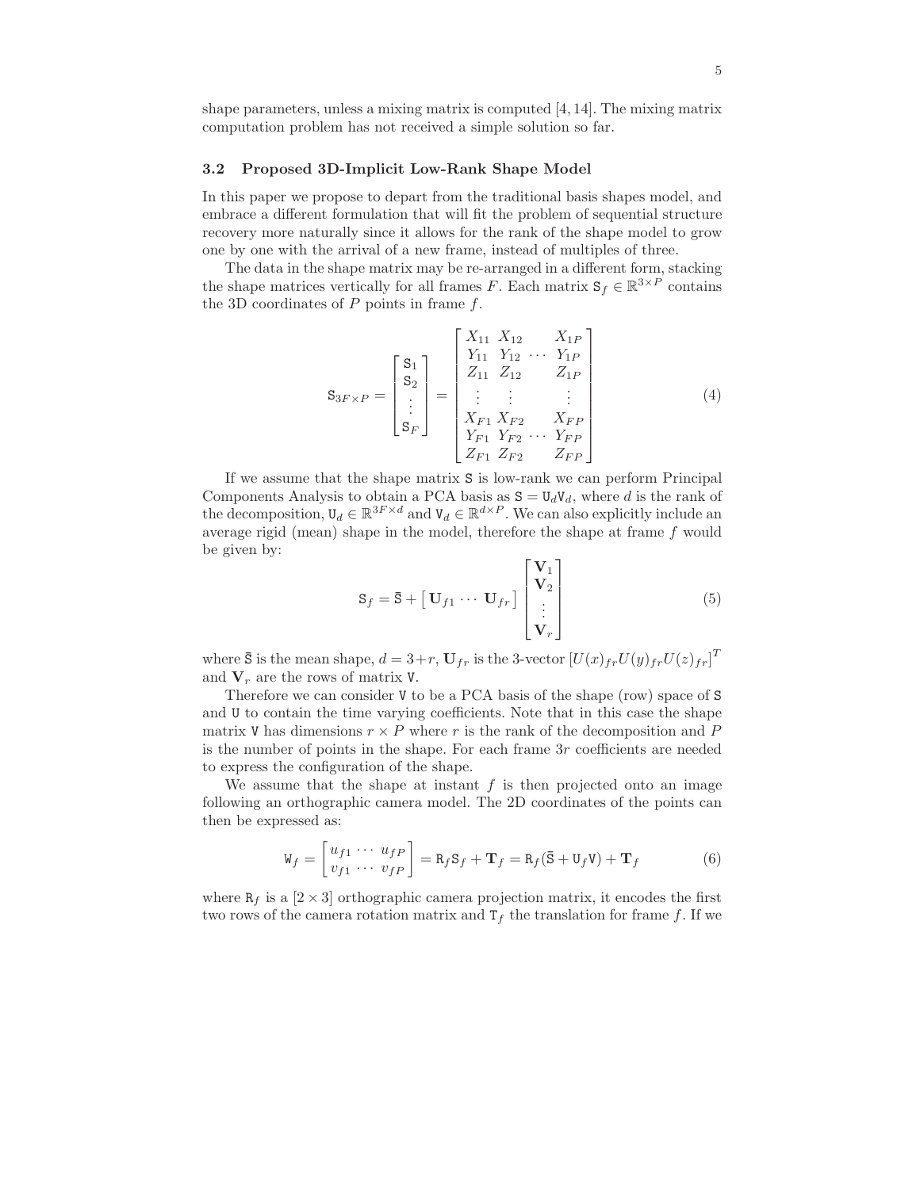shape parameters, unless a mixing matrix is computed [4, 14]. The mixing matrix computation problem has not received a simple solution so far.

### 3.2 Proposed 3D-Implicit Low-Rank Shape Model

In this paper we propose to depart from the traditional basis shapes model, and embrace a different formulation that will fit the problem of sequential structure recovery more naturally since it allows for the rank of the shape model to grow one by one with the arrival of a new frame, instead of multiples of three.

The data in the shape matrix may be re-arranged in a different form, stacking the shape matrices vertically for all frames $F$. Each matrix $\mathtt{S}_f \in \mathbb{R}^{3\times P}$ contains the 3D coordinates of $P$ points in frame $f$.

$$
\mathtt{S}_{3F\times P} = \begin{bmatrix} \mathtt{S}_1 \\ \mathtt{S}_2 \\ \vdots \\ \mathtt{S}_F \end{bmatrix} = \begin{bmatrix} X_{11} & X_{12} & & X_{1P} \\ Y_{11} & Y_{12} & \cdots & Y_{1P} \\ Z_{11} & Z_{12} & & Z_{1P} \\ \vdots & \vdots & & \vdots \\ X_{F1} & X_{F2} & & X_{FP} \\ Y_{F1} & Y_{F2} & \cdots & Y_{FP} \\ Z_{F1} & Z_{F2} & & Z_{FP} \end{bmatrix} \tag{4}
$$

If we assume that the shape matrix $\mathtt{S}$ is low-rank we can perform Principal Components Analysis to obtain a PCA basis as $\mathtt{S} = \mathtt{U}_d \mathtt{V}_d$, where $d$ is the rank of the decomposition, $\mathtt{U}_d \in \mathbb{R}^{3F\times d}$ and $\mathtt{V}_d \in \mathbb{R}^{d\times P}$. We can also explicitly include an average rigid (mean) shape in the model, therefore the shape at frame $f$ would be given by:

$$
\mathtt{S}_f = \bar{\mathtt{S}} + \begin{bmatrix} \mathbf{U}_{f1} \cdots \mathbf{U}_{fr} \end{bmatrix} \begin{bmatrix} \mathbf{V}_1 \\ \mathbf{V}_2 \\ \vdots \\ \mathbf{V}_r \end{bmatrix} \tag{5}
$$

where $\bar{\mathtt{S}}$ is the mean shape, $d = 3+r$, $\mathbf{U}_{fr}$ is the 3-vector $[U(x)_{fr} U(y)_{fr} U(z)_{fr}]^T$ and $\mathbf{V}_r$ are the rows of matrix $\mathtt{V}$.

Therefore we can consider $\mathtt{V}$ to be a PCA basis of the shape (row) space of $\mathtt{S}$ and $\mathtt{U}$ to contain the time varying coefficients. Note that in this case the shape matrix $\mathtt{V}$ has dimensions $r \times P$ where $r$ is the rank of the decomposition and $P$ is the number of points in the shape. For each frame $3r$ coefficients are needed to express the configuration of the shape.

We assume that the shape at instant $f$ is then projected onto an image following an orthographic camera model. The 2D coordinates of the points can then be expressed as:

$$
\mathtt{W}_f = \begin{bmatrix} u_{f1} \cdots u_{fP} \\ v_{f1} \cdots v_{fP} \end{bmatrix} = \mathtt{R}_f \mathtt{S}_f + \mathbf{T}_f = \mathtt{R}_f(\bar{\mathtt{S}} + \mathtt{U}_f \mathtt{V}) + \mathbf{T}_f \tag{6}
$$

where $\mathtt{R}_f$ is a $[2 \times 3]$ orthographic camera projection matrix, it encodes the first two rows of the camera rotation matrix and $\mathtt{T}_f$ the translation for frame $f$. If we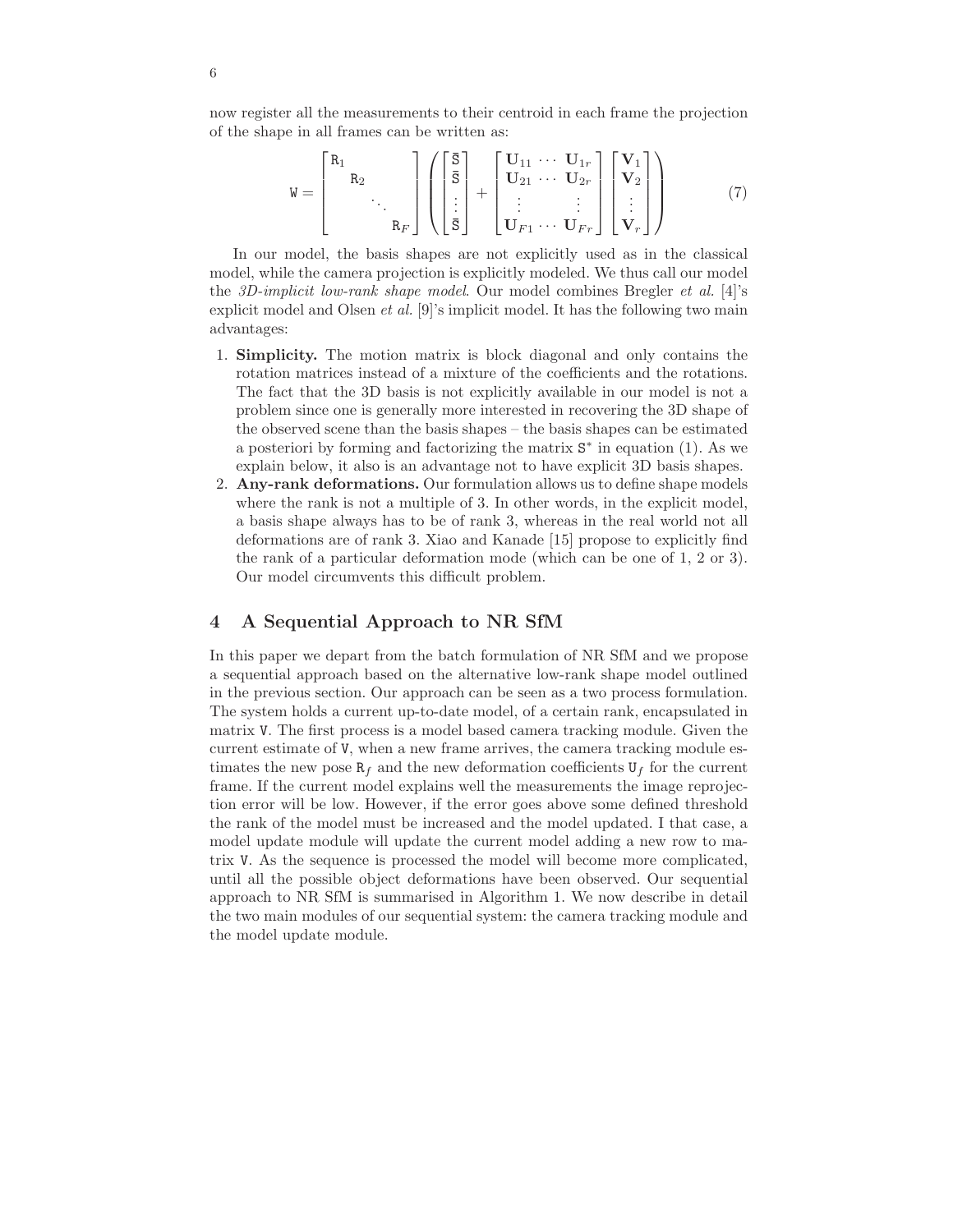now register all the measurements to their centroid in each frame the projection of the shape in all frames can be written as:

$$
\mathtt{W} = \begin{bmatrix} \mathtt{R}_1 & & & \\ & \mathtt{R}_2 & & \\ & & \ddots & \\ & & & \mathtt{R}_F \end{bmatrix} \left( \begin{bmatrix} \bar{\mathtt{S}} \\ \bar{\mathtt{S}} \\ \vdots \\ \bar{\mathtt{S}} \end{bmatrix} + \begin{bmatrix} \mathbf{U}_{11} & \cdots & \mathbf{U}_{1r} \\ \mathbf{U}_{21} & \cdots & \mathbf{U}_{2r} \\ \vdots & & \vdots \\ \mathbf{U}_{F1} & \cdots & \mathbf{U}_{Fr} \end{bmatrix} \begin{bmatrix} \mathbf{V}_1 \\ \mathbf{V}_2 \\ \vdots \\ \mathbf{V}_r \end{bmatrix} \right) \tag{7}
$$

In our model, the basis shapes are not explicitly used as in the classical model, while the camera projection is explicitly modeled. We thus call our model the *3D-implicit low-rank shape model*. Our model combines Bregler *et al.* [4]'s explicit model and Olsen *et al.* [9]'s implicit model. It has the following two main advantages:

1. **Simplicity.** The motion matrix is block diagonal and only contains the rotation matrices instead of a mixture of the coefficients and the rotations. The fact that the 3D basis is not explicitly available in our model is not a problem since one is generally more interested in recovering the 3D shape of the observed scene than the basis shapes – the basis shapes can be estimated a posteriori by forming and factorizing the matrix $\mathtt{S}^*$ in equation (1). As we explain below, it also is an advantage not to have explicit 3D basis shapes.
2. **Any-rank deformations.** Our formulation allows us to define shape models where the rank is not a multiple of 3. In other words, in the explicit model, a basis shape always has to be of rank 3, whereas in the real world not all deformations are of rank 3. Xiao and Kanade [15] propose to explicitly find the rank of a particular deformation mode (which can be one of 1, 2 or 3). Our model circumvents this difficult problem.

## 4 A Sequential Approach to NR SfM

In this paper we depart from the batch formulation of NR SfM and we propose a sequential approach based on the alternative low-rank shape model outlined in the previous section. Our approach can be seen as a two process formulation. The system holds a current up-to-date model, of a certain rank, encapsulated in matrix $\mathtt{V}$. The first process is a model based camera tracking module. Given the current estimate of $\mathtt{V}$, when a new frame arrives, the camera tracking module estimates the new pose $\mathtt{R}_f$ and the new deformation coefficients $\mathtt{U}_f$ for the current frame. If the current model explains well the measurements the image reprojection error will be low. However, if the error goes above some defined threshold the rank of the model must be increased and the model updated. I that case, a model update module will update the current model adding a new row to matrix $\mathtt{V}$. As the sequence is processed the model will become more complicated, until all the possible object deformations have been observed. Our sequential approach to NR SfM is summarised in Algorithm 1. We now describe in detail the two main modules of our sequential system: the camera tracking module and the model update module.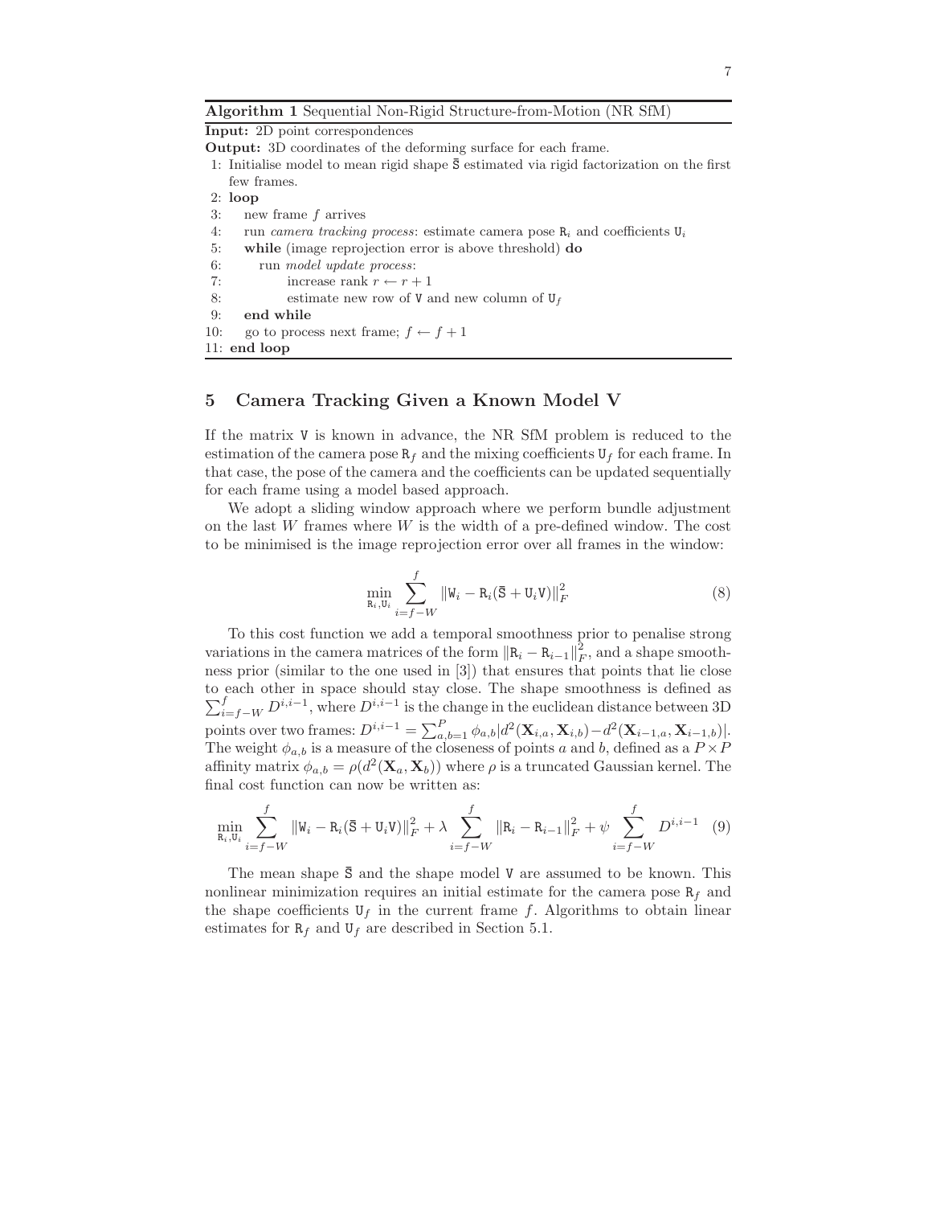**Algorithm 1** Sequential Non-Rigid Structure-from-Motion (NR SfM)

**Input:** 2D point correspondences

**Output:** 3D coordinates of the deforming surface for each frame.

1: Initialise model to mean rigid shape $\bar{\mathtt{S}}$ estimated via rigid factorization on the first few frames.
2: **loop**
3: new frame $f$ arrives
4: run *camera tracking process*: estimate camera pose $\mathtt{R}_i$ and coefficients $\mathtt{U}_i$
5: **while** (image reprojection error is above threshold) **do**
6: run *model update process*:
7: increase rank $r \leftarrow r + 1$
8: estimate new row of $\mathtt{V}$ and new column of $\mathtt{U}_f$
9: **end while**
10: go to process next frame; $f \leftarrow f + 1$
11: **end loop**

## 5 Camera Tracking Given a Known Model V

If the matrix $\mathtt{V}$ is known in advance, the NR SfM problem is reduced to the estimation of the camera pose $\mathtt{R}_f$ and the mixing coefficients $\mathtt{U}_f$ for each frame. In that case, the pose of the camera and the coefficients can be updated sequentially for each frame using a model based approach.

We adopt a sliding window approach where we perform bundle adjustment on the last $W$ frames where $W$ is the width of a pre-defined window. The cost to be minimised is the image reprojection error over all frames in the window:

$$\min_{\mathtt{R}_i, \mathtt{U}_i} \sum_{i=f-W}^{f} \|\mathtt{W}_i - \mathtt{R}_i(\bar{\mathtt{S}} + \mathtt{U}_i \mathtt{V})\|_F^2 \tag{8}$$

To this cost function we add a temporal smoothness prior to penalise strong variations in the camera matrices of the form $\|\mathtt{R}_i - \mathtt{R}_{i-1}\|_F^2$, and a shape smoothness prior (similar to the one used in [3]) that ensures that points that lie close to each other in space should stay close. The shape smoothness is defined as $\sum_{i=f-W}^{f} D^{i,i-1}$, where $D^{i,i-1}$ is the change in the euclidean distance between 3D points over two frames: $D^{i,i-1} = \sum_{a,b=1}^{P} \phi_{a,b} |d^2(\mathbf{X}_{i,a}, \mathbf{X}_{i,b}) - d^2(\mathbf{X}_{i-1,a}, \mathbf{X}_{i-1,b})|$. The weight $\phi_{a,b}$ is a measure of the closeness of points $a$ and $b$, defined as a $P \times P$ affinity matrix $\phi_{a,b} = \rho(d^2(\mathbf{X}_a, \mathbf{X}_b))$ where $\rho$ is a truncated Gaussian kernel. The final cost function can now be written as:

$$\min_{\mathtt{R}_i, \mathtt{U}_i} \sum_{i=f-W}^{f} \|\mathtt{W}_i - \mathtt{R}_i(\bar{\mathtt{S}} + \mathtt{U}_i \mathtt{V})\|_F^2 + \lambda \sum_{i=f-W}^{f} \|\mathtt{R}_i - \mathtt{R}_{i-1}\|_F^2 + \psi \sum_{i=f-W}^{f} D^{i,i-1} \tag{9}$$

The mean shape $\bar{\mathtt{S}}$ and the shape model $\mathtt{V}$ are assumed to be known. This nonlinear minimization requires an initial estimate for the camera pose $\mathtt{R}_f$ and the shape coefficients $\mathtt{U}_f$ in the current frame $f$. Algorithms to obtain linear estimates for $\mathtt{R}_f$ and $\mathtt{U}_f$ are described in Section 5.1.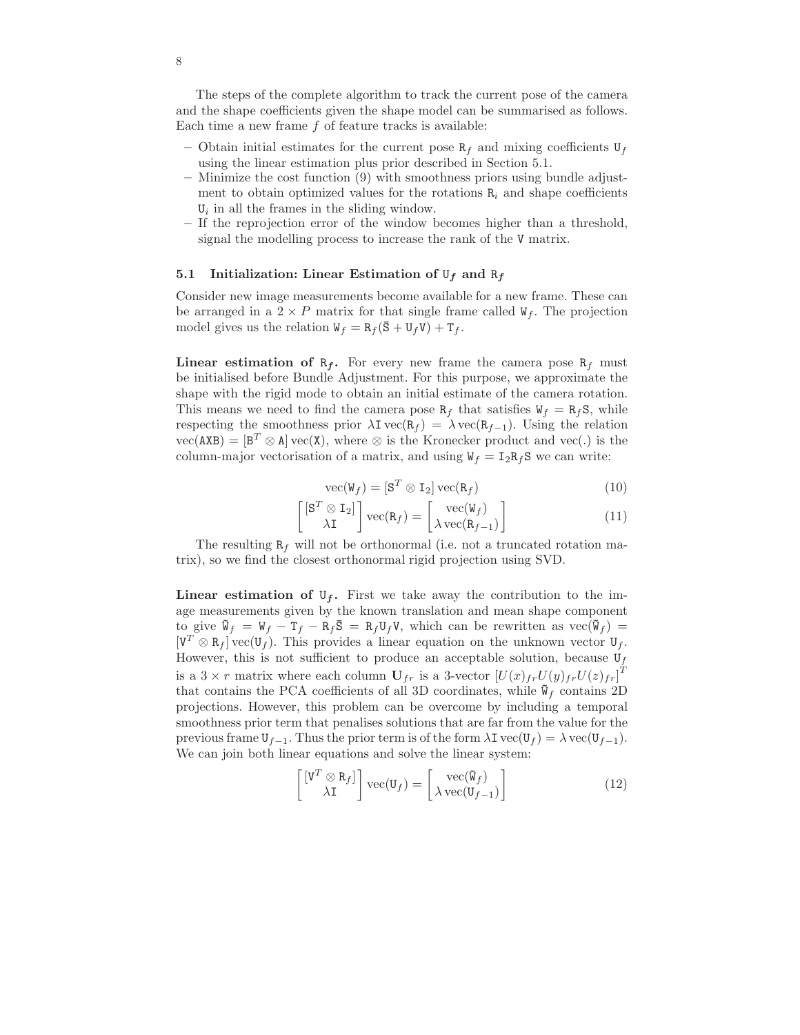The steps of the complete algorithm to track the current pose of the camera and the shape coefficients given the shape model can be summarised as follows. Each time a new frame $f$ of feature tracks is available:

- Obtain initial estimates for the current pose $\mathtt{R}_f$ and mixing coefficients $\mathtt{U}_f$ using the linear estimation plus prior described in Section 5.1.
- Minimize the cost function (9) with smoothness priors using bundle adjustment to obtain optimized values for the rotations $\mathtt{R}_i$ and shape coefficients $\mathtt{U}_i$ in all the frames in the sliding window.
- If the reprojection error of the window becomes higher than a threshold, signal the modelling process to increase the rank of the $\mathtt{V}$ matrix.

### 5.1 Initialization: Linear Estimation of $\mathtt{U}_f$ and $\mathtt{R}_f$

Consider new image measurements become available for a new frame. These can be arranged in a $2 \times P$ matrix for that single frame called $\mathtt{W}_f$. The projection model gives us the relation $\mathtt{W}_f = \mathtt{R}_f(\bar{\mathtt{S}} + \mathtt{U}_f\mathtt{V}) + \mathtt{T}_f$.

**Linear estimation of $\mathtt{R}_f$.** For every new frame the camera pose $\mathtt{R}_f$ must be initialised before Bundle Adjustment. For this purpose, we approximate the shape with the rigid mode to obtain an initial estimate of the camera rotation. This means we need to find the camera pose $\mathtt{R}_f$ that satisfies $\mathtt{W}_f = \mathtt{R}_f\mathtt{S}$, while respecting the smoothness prior $\lambda\mathtt{I}\,\mathrm{vec}(\mathtt{R}_f) = \lambda\,\mathrm{vec}(\mathtt{R}_{f-1})$. Using the relation $\mathrm{vec}(\mathtt{AXB}) = [\mathtt{B}^T \otimes \mathtt{A}]\,\mathrm{vec}(\mathtt{X})$, where $\otimes$ is the Kronecker product and vec(.) is the column-major vectorisation of a matrix, and using $\mathtt{W}_f = \mathtt{I}_2\mathtt{R}_f\mathtt{S}$ we can write:

$$\mathrm{vec}(\mathtt{W}_f) = [\mathtt{S}^T \otimes \mathtt{I}_2]\,\mathrm{vec}(\mathtt{R}_f) \tag{10}$$

$$\begin{bmatrix} [\mathtt{S}^T \otimes \mathtt{I}_2] \\ \lambda\mathtt{I} \end{bmatrix} \mathrm{vec}(\mathtt{R}_f) = \begin{bmatrix} \mathrm{vec}(\mathtt{W}_f) \\ \lambda\,\mathrm{vec}(\mathtt{R}_{f-1}) \end{bmatrix} \tag{11}$$

The resulting $\mathtt{R}_f$ will not be orthonormal (i.e. not a truncated rotation matrix), so we find the closest orthonormal rigid projection using SVD.

**Linear estimation of $\mathtt{U}_f$.** First we take away the contribution to the image measurements given by the known translation and mean shape component to give $\tilde{\mathtt{W}}_f = \mathtt{W}_f - \mathtt{T}_f - \mathtt{R}_f\bar{\mathtt{S}} = \mathtt{R}_f\mathtt{U}_f\mathtt{V}$, which can be rewritten as $\mathrm{vec}(\tilde{\mathtt{W}}_f) = [\mathtt{V}^T \otimes \mathtt{R}_f]\,\mathrm{vec}(\mathtt{U}_f)$. This provides a linear equation on the unknown vector $\mathtt{U}_f$. However, this is not sufficient to produce an acceptable solution, because $\mathtt{U}_f$ is a $3 \times r$ matrix where each column $\mathbf{U}_{fr}$ is a 3-vector $[U(x)_{fr}U(y)_{fr}U(z)_{fr}]^T$ that contains the PCA coefficients of all 3D coordinates, while $\tilde{\mathtt{W}}_f$ contains 2D projections. However, this problem can be overcome by including a temporal smoothness prior term that penalises solutions that are far from the value for the previous frame $\mathtt{U}_{f-1}$. Thus the prior term is of the form $\lambda\mathtt{I}\,\mathrm{vec}(\mathtt{U}_f) = \lambda\,\mathrm{vec}(\mathtt{U}_{f-1})$. We can join both linear equations and solve the linear system:

$$\begin{bmatrix} [\mathtt{V}^T \otimes \mathtt{R}_f] \\ \lambda\mathtt{I} \end{bmatrix} \mathrm{vec}(\mathtt{U}_f) = \begin{bmatrix} \mathrm{vec}(\tilde{\mathtt{W}}_f) \\ \lambda\,\mathrm{vec}(\mathtt{U}_{f-1}) \end{bmatrix} \tag{12}$$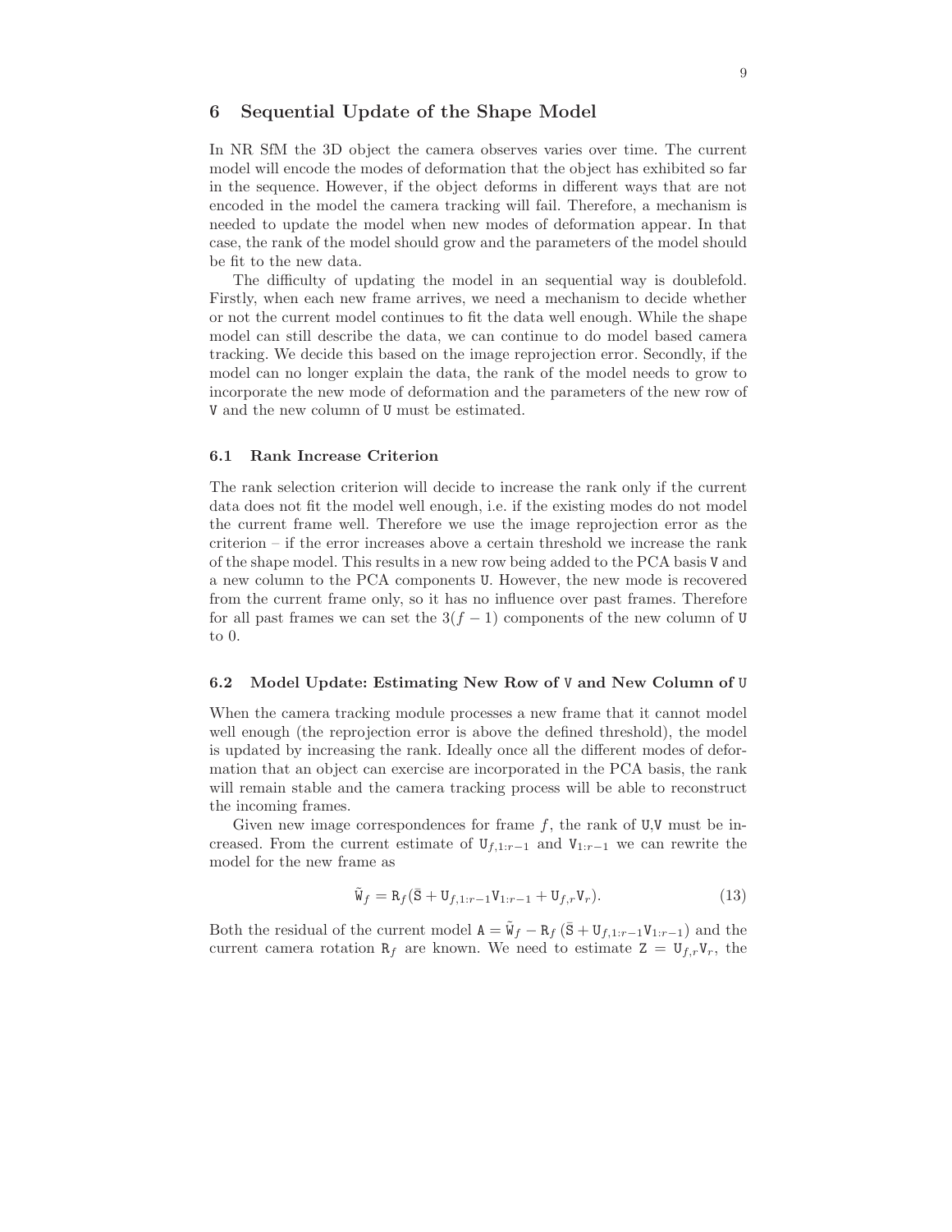## 6 Sequential Update of the Shape Model

In NR SfM the 3D object the camera observes varies over time. The current model will encode the modes of deformation that the object has exhibited so far in the sequence. However, if the object deforms in different ways that are not encoded in the model the camera tracking will fail. Therefore, a mechanism is needed to update the model when new modes of deformation appear. In that case, the rank of the model should grow and the parameters of the model should be fit to the new data.

The difficulty of updating the model in an sequential way is doublefold. Firstly, when each new frame arrives, we need a mechanism to decide whether or not the current model continues to fit the data well enough. While the shape model can still describe the data, we can continue to do model based camera tracking. We decide this based on the image reprojection error. Secondly, if the model can no longer explain the data, the rank of the model needs to grow to incorporate the new mode of deformation and the parameters of the new row of $\mathtt{V}$ and the new column of $\mathtt{U}$ must be estimated.

### 6.1 Rank Increase Criterion

The rank selection criterion will decide to increase the rank only if the current data does not fit the model well enough, i.e. if the existing modes do not model the current frame well. Therefore we use the image reprojection error as the criterion – if the error increases above a certain threshold we increase the rank of the shape model. This results in a new row being added to the PCA basis $\mathtt{V}$ and a new column to the PCA components $\mathtt{U}$. However, the new mode is recovered from the current frame only, so it has no influence over past frames. Therefore for all past frames we can set the $3(f-1)$ components of the new column of $\mathtt{U}$ to 0.

### 6.2 Model Update: Estimating New Row of $\mathtt{V}$ and New Column of $\mathtt{U}$

When the camera tracking module processes a new frame that it cannot model well enough (the reprojection error is above the defined threshold), the model is updated by increasing the rank. Ideally once all the different modes of deformation that an object can exercise are incorporated in the PCA basis, the rank will remain stable and the camera tracking process will be able to reconstruct the incoming frames.

Given new image correspondences for frame $f$, the rank of $\mathtt{U}$,$\mathtt{V}$ must be increased. From the current estimate of $\mathtt{U}_{f,1:r-1}$ and $\mathtt{V}_{1:r-1}$ we can rewrite the model for the new frame as

$$\tilde{\mathtt{W}}_f = \mathtt{R}_f(\bar{\mathtt{S}} + \mathtt{U}_{f,1:r-1}\mathtt{V}_{1:r-1} + \mathtt{U}_{f,r}\mathtt{V}_r). \tag{13}$$

Both the residual of the current model $\mathtt{A} = \tilde{\mathtt{W}}_f - \mathtt{R}_f\left(\bar{\mathtt{S}} + \mathtt{U}_{f,1:r-1}\mathtt{V}_{1:r-1}\right)$ and the current camera rotation $\mathtt{R}_f$ are known. We need to estimate $\mathtt{Z} = \mathtt{U}_{f,r}\mathtt{V}_r$, the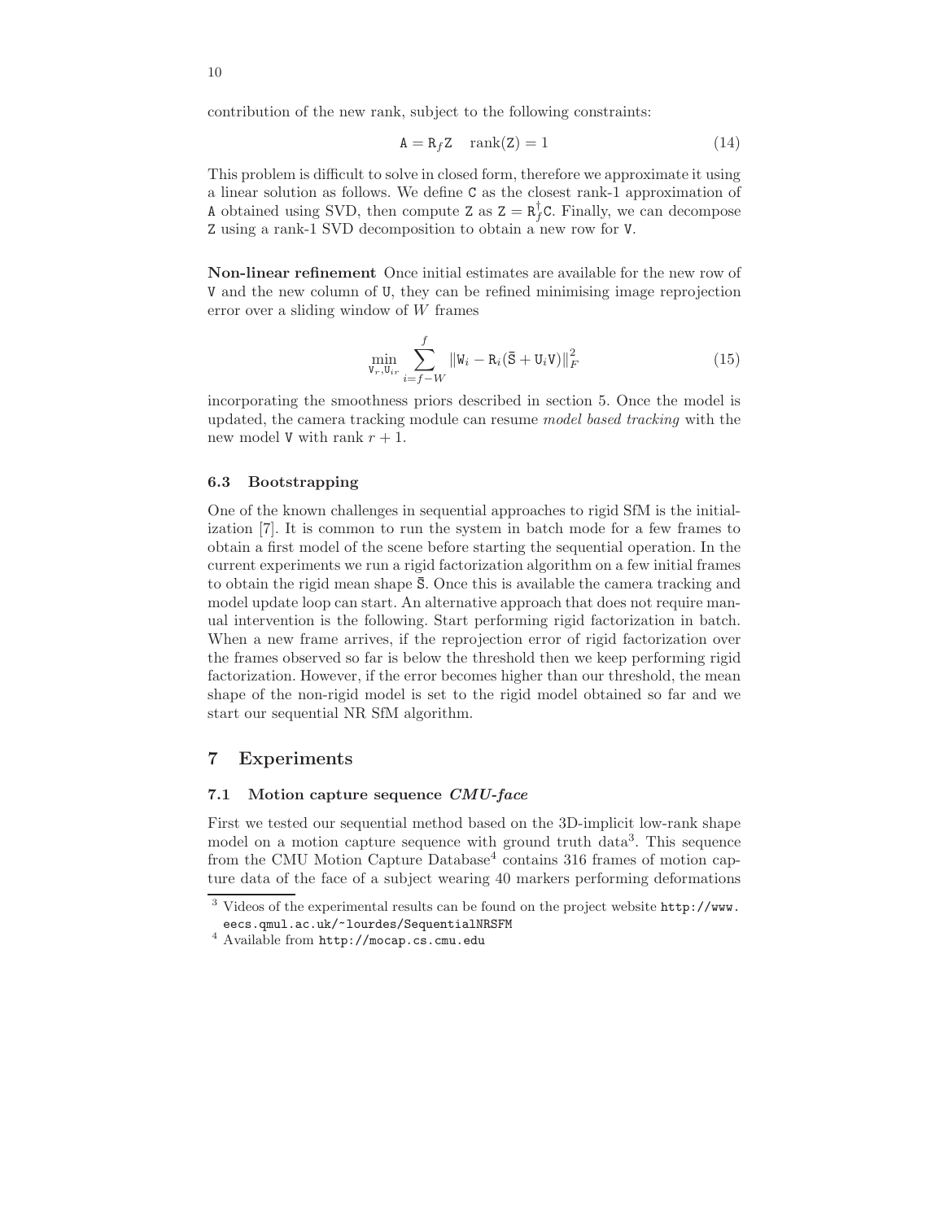contribution of the new rank, subject to the following constraints:

$$\mathtt{A} = \mathtt{R}_f \mathtt{Z} \quad \text{rank}(\mathtt{Z}) = 1 \tag{14}$$

This problem is difficult to solve in closed form, therefore we approximate it using a linear solution as follows. We define $\mathtt{C}$ as the closest rank-1 approximation of $\mathtt{A}$ obtained using SVD, then compute $\mathtt{Z}$ as $\mathtt{Z} = \mathtt{R}_f^{\dagger}\mathtt{C}$. Finally, we can decompose $\mathtt{Z}$ using a rank-1 SVD decomposition to obtain a new row for $\mathtt{V}$.

**Non-linear refinement** Once initial estimates are available for the new row of $\mathtt{V}$ and the new column of $\mathtt{U}$, they can be refined minimising image reprojection error over a sliding window of $W$ frames

$$\min_{\mathtt{V}_r, \mathtt{U}_{ir}} \sum_{i=f-W}^{f} \left\| \mathtt{W}_i - \mathtt{R}_i(\bar{\mathtt{S}} + \mathtt{U}_i \mathtt{V}) \right\|_F^2 \tag{15}$$

incorporating the smoothness priors described in section 5. Once the model is updated, the camera tracking module can resume *model based tracking* with the new model $\mathtt{V}$ with rank $r+1$.

### 6.3 Bootstrapping

One of the known challenges in sequential approaches to rigid SfM is the initialization [7]. It is common to run the system in batch mode for a few frames to obtain a first model of the scene before starting the sequential operation. In the current experiments we run a rigid factorization algorithm on a few initial frames to obtain the rigid mean shape $\bar{\mathtt{S}}$. Once this is available the camera tracking and model update loop can start. An alternative approach that does not require manual intervention is the following. Start performing rigid factorization in batch. When a new frame arrives, if the reprojection error of rigid factorization over the frames observed so far is below the threshold then we keep performing rigid factorization. However, if the error becomes higher than our threshold, the mean shape of the non-rigid model is set to the rigid model obtained so far and we start our sequential NR SfM algorithm.

## 7 Experiments

### 7.1 Motion capture sequence *CMU-face*

First we tested our sequential method based on the 3D-implicit low-rank shape model on a motion capture sequence with ground truth data[3]. This sequence from the CMU Motion Capture Database[4] contains 316 frames of motion capture data of the face of a subject wearing 40 markers performing deformations

[3] Videos of the experimental results can be found on the project website http://www.eecs.qmul.ac.uk/~lourdes/SequentialNRSFM

[4] Available from http://mocap.cs.cmu.edu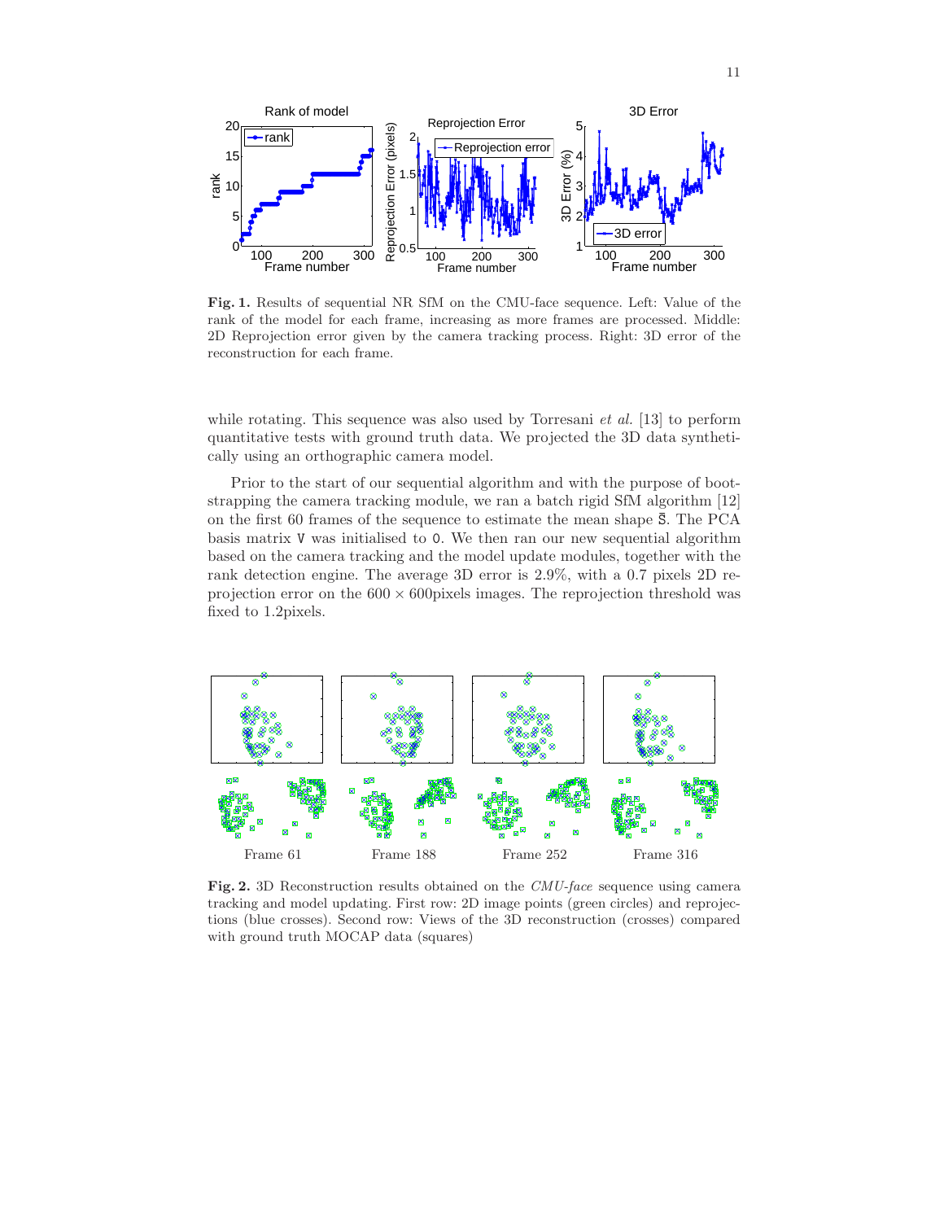**Fig. 1.** Results of sequential NR SfM on the CMU-face sequence. Left: Value of the rank of the model for each frame, increasing as more frames are processed. Middle: 2D Reprojection error given by the camera tracking process. Right: 3D error of the reconstruction for each frame.

while rotating. This sequence was also used by Torresani *et al.* [13] to perform quantitative tests with ground truth data. We projected the 3D data synthetically using an orthographic camera model.

Prior to the start of our sequential algorithm and with the purpose of bootstrapping the camera tracking module, we ran a batch rigid SfM algorithm [12] on the first 60 frames of the sequence to estimate the mean shape $\bar{\mathtt{S}}$. The PCA basis matrix $\mathtt{V}$ was initialised to $\mathtt{0}$. We then ran our new sequential algorithm based on the camera tracking and the model update modules, together with the rank detection engine. The average 3D error is 2.9%, with a 0.7 pixels 2D reprojection error on the $600 \times 600$pixels images. The reprojection threshold was fixed to 1.2pixels.

Frame 61 Frame 188 Frame 252 Frame 316

**Fig. 2.** 3D Reconstruction results obtained on the *CMU-face* sequence using camera tracking and model updating. First row: 2D image points (green circles) and reprojections (blue crosses). Second row: Views of the 3D reconstruction (crosses) compared with ground truth MOCAP data (squares)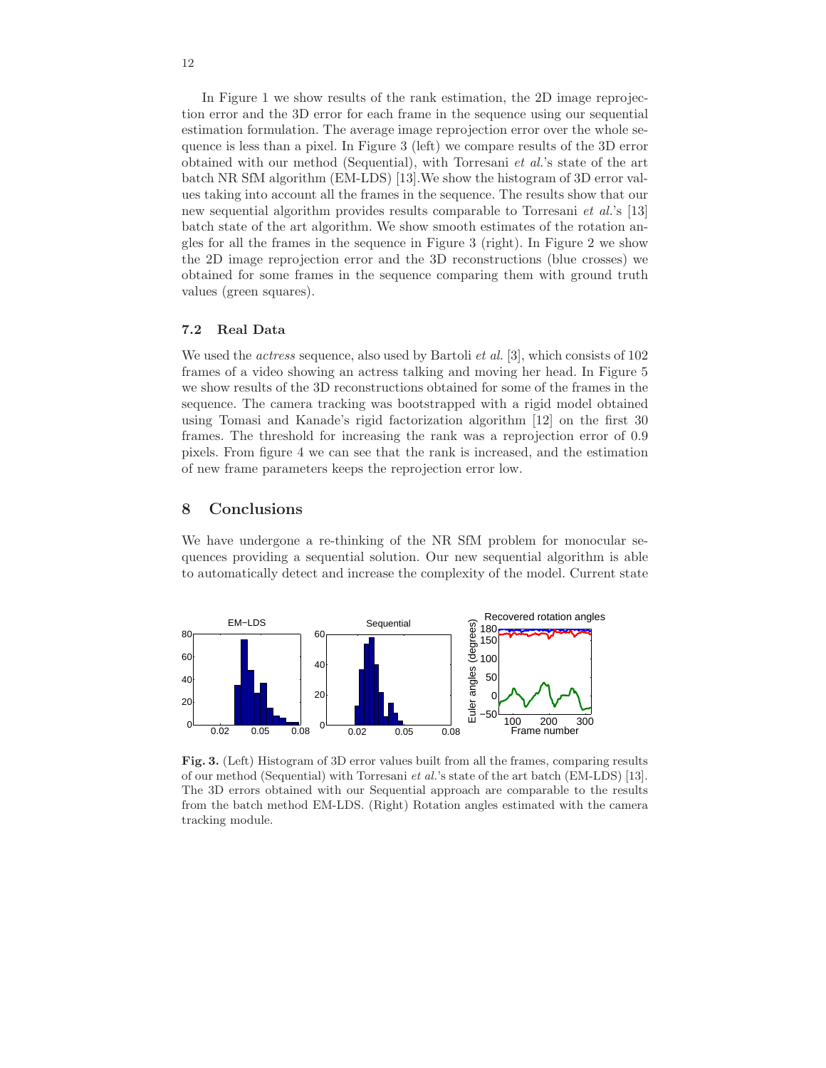In Figure 1 we show results of the rank estimation, the 2D image reprojection error and the 3D error for each frame in the sequence using our sequential estimation formulation. The average image reprojection error over the whole sequence is less than a pixel. In Figure 3 (left) we compare results of the 3D error obtained with our method (Sequential), with Torresani *et al.*'s state of the art batch NR SfM algorithm (EM-LDS) [13].We show the histogram of 3D error values taking into account all the frames in the sequence. The results show that our new sequential algorithm provides results comparable to Torresani *et al.*'s [13] batch state of the art algorithm. We show smooth estimates of the rotation angles for all the frames in the sequence in Figure 3 (right). In Figure 2 we show the 2D image reprojection error and the 3D reconstructions (blue crosses) we obtained for some frames in the sequence comparing them with ground truth values (green squares).

### 7.2 Real Data

We used the *actress* sequence, also used by Bartoli *et al.* [3], which consists of 102 frames of a video showing an actress talking and moving her head. In Figure 5 we show results of the 3D reconstructions obtained for some of the frames in the sequence. The camera tracking was bootstrapped with a rigid model obtained using Tomasi and Kanade's rigid factorization algorithm [12] on the first 30 frames. The threshold for increasing the rank was a reprojection error of 0.9 pixels. From figure 4 we can see that the rank is increased, and the estimation of new frame parameters keeps the reprojection error low.

## 8 Conclusions

We have undergone a re-thinking of the NR SfM problem for monocular sequences providing a sequential solution. Our new sequential algorithm is able to automatically detect and increase the complexity of the model. Current state

**Fig. 3.** (Left) Histogram of 3D error values built from all the frames, comparing results of our method (Sequential) with Torresani *et al.*'s state of the art batch (EM-LDS) [13]. The 3D errors obtained with our Sequential approach are comparable to the results from the batch method EM-LDS. (Right) Rotation angles estimated with the camera tracking module.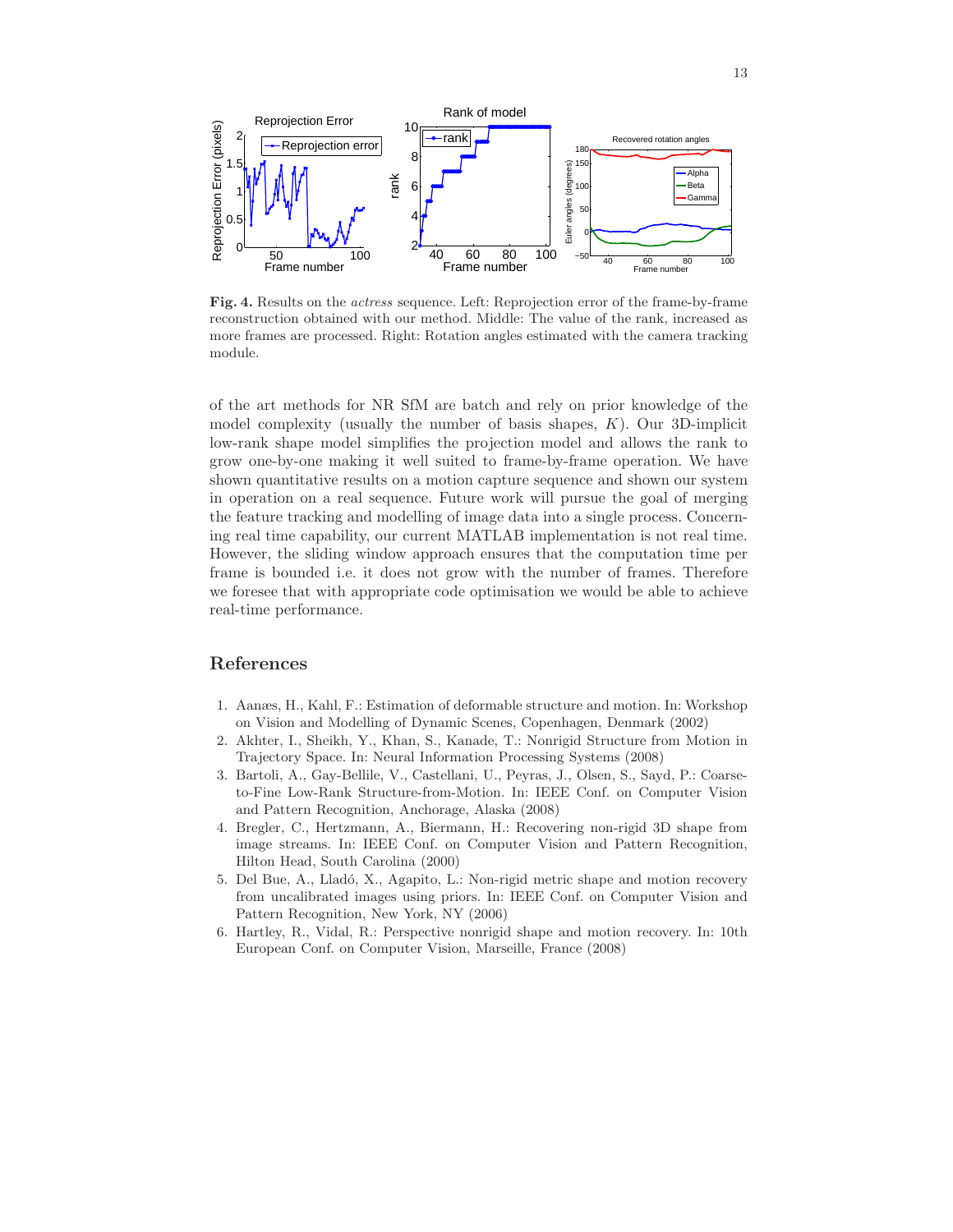**Fig. 4.** Results on the *actress* sequence. Left: Reprojection error of the frame-by-frame reconstruction obtained with our method. Middle: The value of the rank, increased as more frames are processed. Right: Rotation angles estimated with the camera tracking module.

of the art methods for NR SfM are batch and rely on prior knowledge of the model complexity (usually the number of basis shapes, $K$). Our 3D-implicit low-rank shape model simplifies the projection model and allows the rank to grow one-by-one making it well suited to frame-by-frame operation. We have shown quantitative results on a motion capture sequence and shown our system in operation on a real sequence. Future work will pursue the goal of merging the feature tracking and modelling of image data into a single process. Concerning real time capability, our current MATLAB implementation is not real time. However, the sliding window approach ensures that the computation time per frame is bounded i.e. it does not grow with the number of frames. Therefore we foresee that with appropriate code optimisation we would be able to achieve real-time performance.

## References

1. Aanæs, H., Kahl, F.: Estimation of deformable structure and motion. In: Workshop on Vision and Modelling of Dynamic Scenes, Copenhagen, Denmark (2002)
2. Akhter, I., Sheikh, Y., Khan, S., Kanade, T.: Nonrigid Structure from Motion in Trajectory Space. In: Neural Information Processing Systems (2008)
3. Bartoli, A., Gay-Bellile, V., Castellani, U., Peyras, J., Olsen, S., Sayd, P.: Coarse-to-Fine Low-Rank Structure-from-Motion. In: IEEE Conf. on Computer Vision and Pattern Recognition, Anchorage, Alaska (2008)
4. Bregler, C., Hertzmann, A., Biermann, H.: Recovering non-rigid 3D shape from image streams. In: IEEE Conf. on Computer Vision and Pattern Recognition, Hilton Head, South Carolina (2000)
5. Del Bue, A., Lladó, X., Agapito, L.: Non-rigid metric shape and motion recovery from uncalibrated images using priors. In: IEEE Conf. on Computer Vision and Pattern Recognition, New York, NY (2006)
6. Hartley, R., Vidal, R.: Perspective nonrigid shape and motion recovery. In: 10th European Conf. on Computer Vision, Marseille, France (2008)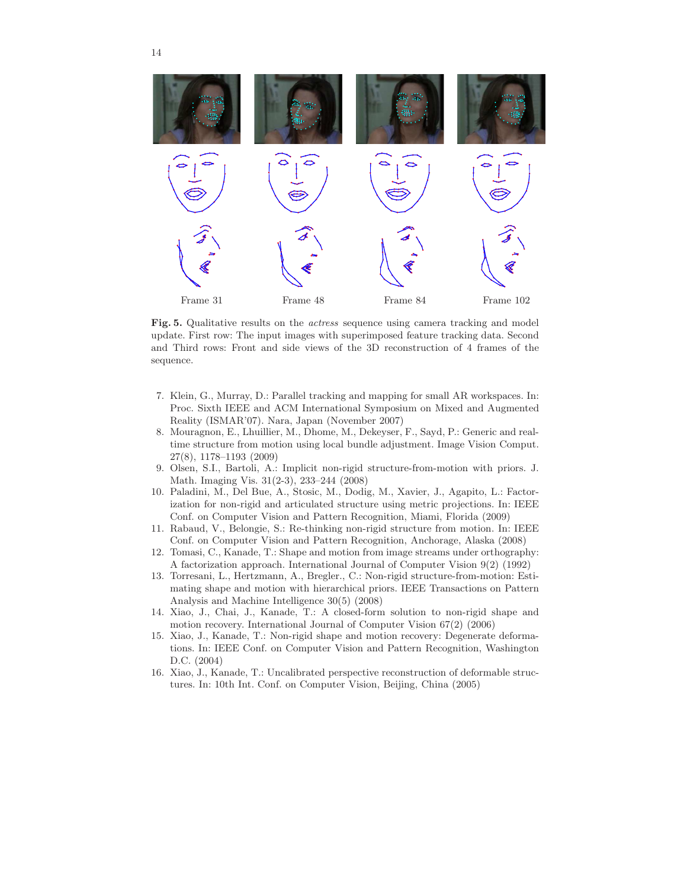Frame 31

Frame 48

Frame 84

Frame 102

**Fig. 5.** Qualitative results on the *actress* sequence using camera tracking and model update. First row: The input images with superimposed feature tracking data. Second and Third rows: Front and side views of the 3D reconstruction of 4 frames of the sequence.

7. Klein, G., Murray, D.: Parallel tracking and mapping for small AR workspaces. In: Proc. Sixth IEEE and ACM International Symposium on Mixed and Augmented Reality (ISMAR'07). Nara, Japan (November 2007)
8. Mouragnon, E., Lhuillier, M., Dhome, M., Dekeyser, F., Sayd, P.: Generic and real-time structure from motion using local bundle adjustment. Image Vision Comput. 27(8), 1178–1193 (2009)
9. Olsen, S.I., Bartoli, A.: Implicit non-rigid structure-from-motion with priors. J. Math. Imaging Vis. 31(2-3), 233–244 (2008)
10. Paladini, M., Del Bue, A., Stosic, M., Dodig, M., Xavier, J., Agapito, L.: Factorization for non-rigid and articulated structure using metric projections. In: IEEE Conf. on Computer Vision and Pattern Recognition, Miami, Florida (2009)
11. Rabaud, V., Belongie, S.: Re-thinking non-rigid structure from motion. In: IEEE Conf. on Computer Vision and Pattern Recognition, Anchorage, Alaska (2008)
12. Tomasi, C., Kanade, T.: Shape and motion from image streams under orthography: A factorization approach. International Journal of Computer Vision 9(2) (1992)
13. Torresani, L., Hertzmann, A., Bregler., C.: Non-rigid structure-from-motion: Estimating shape and motion with hierarchical priors. IEEE Transactions on Pattern Analysis and Machine Intelligence 30(5) (2008)
14. Xiao, J., Chai, J., Kanade, T.: A closed-form solution to non-rigid shape and motion recovery. International Journal of Computer Vision 67(2) (2006)
15. Xiao, J., Kanade, T.: Non-rigid shape and motion recovery: Degenerate deformations. In: IEEE Conf. on Computer Vision and Pattern Recognition, Washington D.C. (2004)
16. Xiao, J., Kanade, T.: Uncalibrated perspective reconstruction of deformable structures. In: 10th Int. Conf. on Computer Vision, Beijing, China (2005)